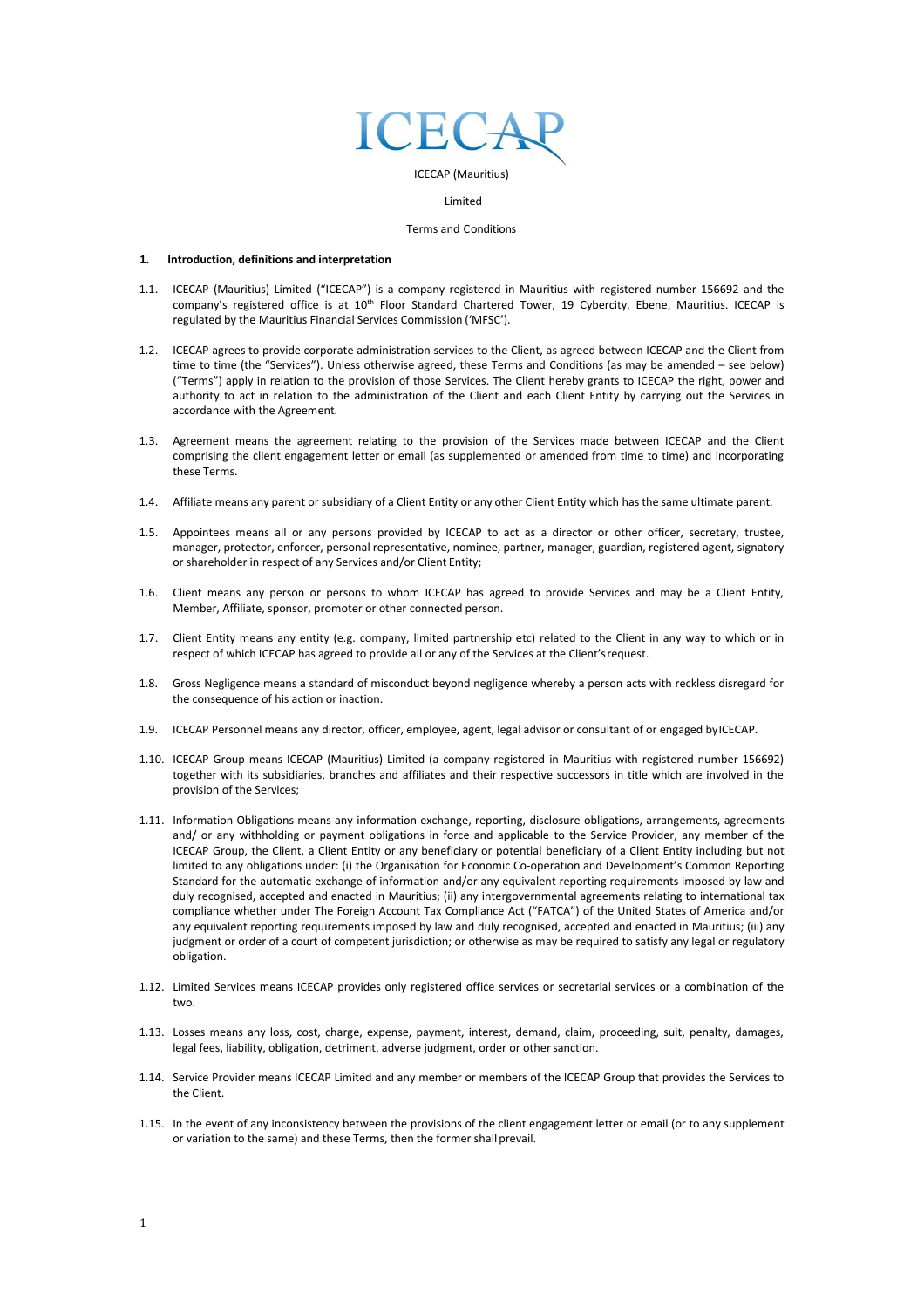ICECAP

ICECAP (Mauritius)

Limited

Terms and Conditions

**1. Introduction, definitions and interpretation**

1.1. ICECAP (Mauritius) Limited ("ICECAP") is a company registered in Mauritius with registered number 156692 and the company's registered office is at 10th Floor Standard Chartered Tower, 19 Cybercity, Ebene, Mauritius. ICECAP is regulated by the Mauritius Financial Services Commission ('MFSC').

1.2. ICECAP agrees to provide corporate administration services to the Client, as agreed between ICECAP and the Client from time to time (the "Services"). Unless otherwise agreed, these Terms and Conditions (as may be amended – see below) ("Terms") apply in relation to the provision of those Services. The Client hereby grants to ICECAP the right, power and authority to act in relation to the administration of the Client and each Client Entity by carrying out the Services in accordance with the Agreement.

1.3. Agreement means the agreement relating to the provision of the Services made between ICECAP and the Client comprising the client engagement letter or email (as supplemented or amended from time to time) and incorporating these Terms.

1.4. Affiliate means any parent or subsidiary of a Client Entity or any other Client Entity which has the same ultimate parent.

1.5. Appointees means all or any persons provided by ICECAP to act as a director or other officer, secretary, trustee, manager, protector, enforcer, personal representative, nominee, partner, manager, guardian, registered agent, signatory or shareholder in respect of any Services and/or Client Entity;

1.6. Client means any person or persons to whom ICECAP has agreed to provide Services and may be a Client Entity, Member, Affiliate, sponsor, promoter or other connected person.

1.7. Client Entity means any entity (e.g. company, limited partnership etc) related to the Client in any way to which or in respect of which ICECAP has agreed to provide all or any of the Services at the Client's request.

1.8. Gross Negligence means a standard of misconduct beyond negligence whereby a person acts with reckless disregard for the consequence of his action or inaction.

1.9. ICECAP Personnel means any director, officer, employee, agent, legal advisor or consultant of or engaged by ICECAP.

1.10. ICECAP Group means ICECAP (Mauritius) Limited (a company registered in Mauritius with registered number 156692) together with its subsidiaries, branches and affiliates and their respective successors in title which are involved in the provision of the Services;

1.11. Information Obligations means any information exchange, reporting, disclosure obligations, arrangements, agreements and/ or any withholding or payment obligations in force and applicable to the Service Provider, any member of the ICECAP Group, the Client, a Client Entity or any beneficiary or potential beneficiary of a Client Entity including but not limited to any obligations under: (i) the Organisation for Economic Co-operation and Development's Common Reporting Standard for the automatic exchange of information and/or any equivalent reporting requirements imposed by law and duly recognised, accepted and enacted in Mauritius; (ii) any intergovernmental agreements relating to international tax compliance whether under The Foreign Account Tax Compliance Act ("FATCA") of the United States of America and/or any equivalent reporting requirements imposed by law and duly recognised, accepted and enacted in Mauritius; (iii) any judgment or order of a court of competent jurisdiction; or otherwise as may be required to satisfy any legal or regulatory obligation.

1.12. Limited Services means ICECAP provides only registered office services or secretarial services or a combination of the two.

1.13. Losses means any loss, cost, charge, expense, payment, interest, demand, claim, proceeding, suit, penalty, damages, legal fees, liability, obligation, detriment, adverse judgment, order or other sanction.

1.14. Service Provider means ICECAP Limited and any member or members of the ICECAP Group that provides the Services to the Client.

1.15. In the event of any inconsistency between the provisions of the client engagement letter or email (or to any supplement or variation to the same) and these Terms, then the former shall prevail.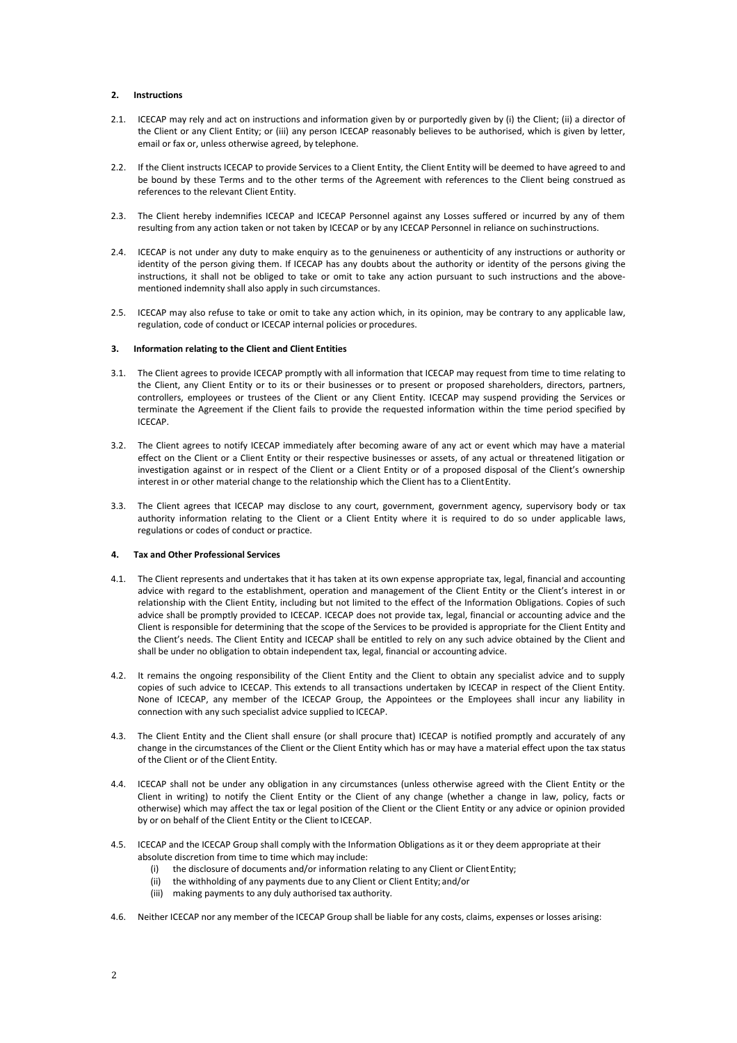## 2. Instructions

2.1. ICECAP may rely and act on instructions and information given by or purportedly given by (i) the Client; (ii) a director of the Client or any Client Entity; or (iii) any person ICECAP reasonably believes to be authorised, which is given by letter, email or fax or, unless otherwise agreed, by telephone.

2.2. If the Client instructs ICECAP to provide Services to a Client Entity, the Client Entity will be deemed to have agreed to and be bound by these Terms and to the other terms of the Agreement with references to the Client being construed as references to the relevant Client Entity.

2.3. The Client hereby indemnifies ICECAP and ICECAP Personnel against any Losses suffered or incurred by any of them resulting from any action taken or not taken by ICECAP or by any ICECAP Personnel in reliance on suchinstructions.

2.4. ICECAP is not under any duty to make enquiry as to the genuineness or authenticity of any instructions or authority or identity of the person giving them. If ICECAP has any doubts about the authority or identity of the persons giving the instructions, it shall not be obliged to take or omit to take any action pursuant to such instructions and the above-mentioned indemnity shall also apply in such circumstances.

2.5. ICECAP may also refuse to take or omit to take any action which, in its opinion, may be contrary to any applicable law, regulation, code of conduct or ICECAP internal policies or procedures.

## 3. Information relating to the Client and Client Entities

3.1. The Client agrees to provide ICECAP promptly with all information that ICECAP may request from time to time relating to the Client, any Client Entity or to its or their businesses or to present or proposed shareholders, directors, partners, controllers, employees or trustees of the Client or any Client Entity. ICECAP may suspend providing the Services or terminate the Agreement if the Client fails to provide the requested information within the time period specified by ICECAP.

3.2. The Client agrees to notify ICECAP immediately after becoming aware of any act or event which may have a material effect on the Client or a Client Entity or their respective businesses or assets, of any actual or threatened litigation or investigation against or in respect of the Client or a Client Entity or of a proposed disposal of the Client's ownership interest in or other material change to the relationship which the Client has to a ClientEntity.

3.3. The Client agrees that ICECAP may disclose to any court, government, government agency, supervisory body or tax authority information relating to the Client or a Client Entity where it is required to do so under applicable laws, regulations or codes of conduct or practice.

## 4. Tax and Other Professional Services

4.1. The Client represents and undertakes that it has taken at its own expense appropriate tax, legal, financial and accounting advice with regard to the establishment, operation and management of the Client Entity or the Client's interest in or relationship with the Client Entity, including but not limited to the effect of the Information Obligations. Copies of such advice shall be promptly provided to ICECAP. ICECAP does not provide tax, legal, financial or accounting advice and the Client is responsible for determining that the scope of the Services to be provided is appropriate for the Client Entity and the Client's needs. The Client Entity and ICECAP shall be entitled to rely on any such advice obtained by the Client and shall be under no obligation to obtain independent tax, legal, financial or accounting advice.

4.2. It remains the ongoing responsibility of the Client Entity and the Client to obtain any specialist advice and to supply copies of such advice to ICECAP. This extends to all transactions undertaken by ICECAP in respect of the Client Entity. None of ICECAP, any member of the ICECAP Group, the Appointees or the Employees shall incur any liability in connection with any such specialist advice supplied to ICECAP.

4.3. The Client Entity and the Client shall ensure (or shall procure that) ICECAP is notified promptly and accurately of any change in the circumstances of the Client or the Client Entity which has or may have a material effect upon the tax status of the Client or of the Client Entity.

4.4. ICECAP shall not be under any obligation in any circumstances (unless otherwise agreed with the Client Entity or the Client in writing) to notify the Client Entity or the Client of any change (whether a change in law, policy, facts or otherwise) which may affect the tax or legal position of the Client or the Client Entity or any advice or opinion provided by or on behalf of the Client Entity or the Client to ICECAP.

4.5. ICECAP and the ICECAP Group shall comply with the Information Obligations as it or they deem appropriate at their absolute discretion from time to time which may include:

(i) the disclosure of documents and/or information relating to any Client or ClientEntity;
(ii) the withholding of any payments due to any Client or Client Entity; and/or
(iii) making payments to any duly authorised tax authority.

4.6. Neither ICECAP nor any member of the ICECAP Group shall be liable for any costs, claims, expenses or losses arising: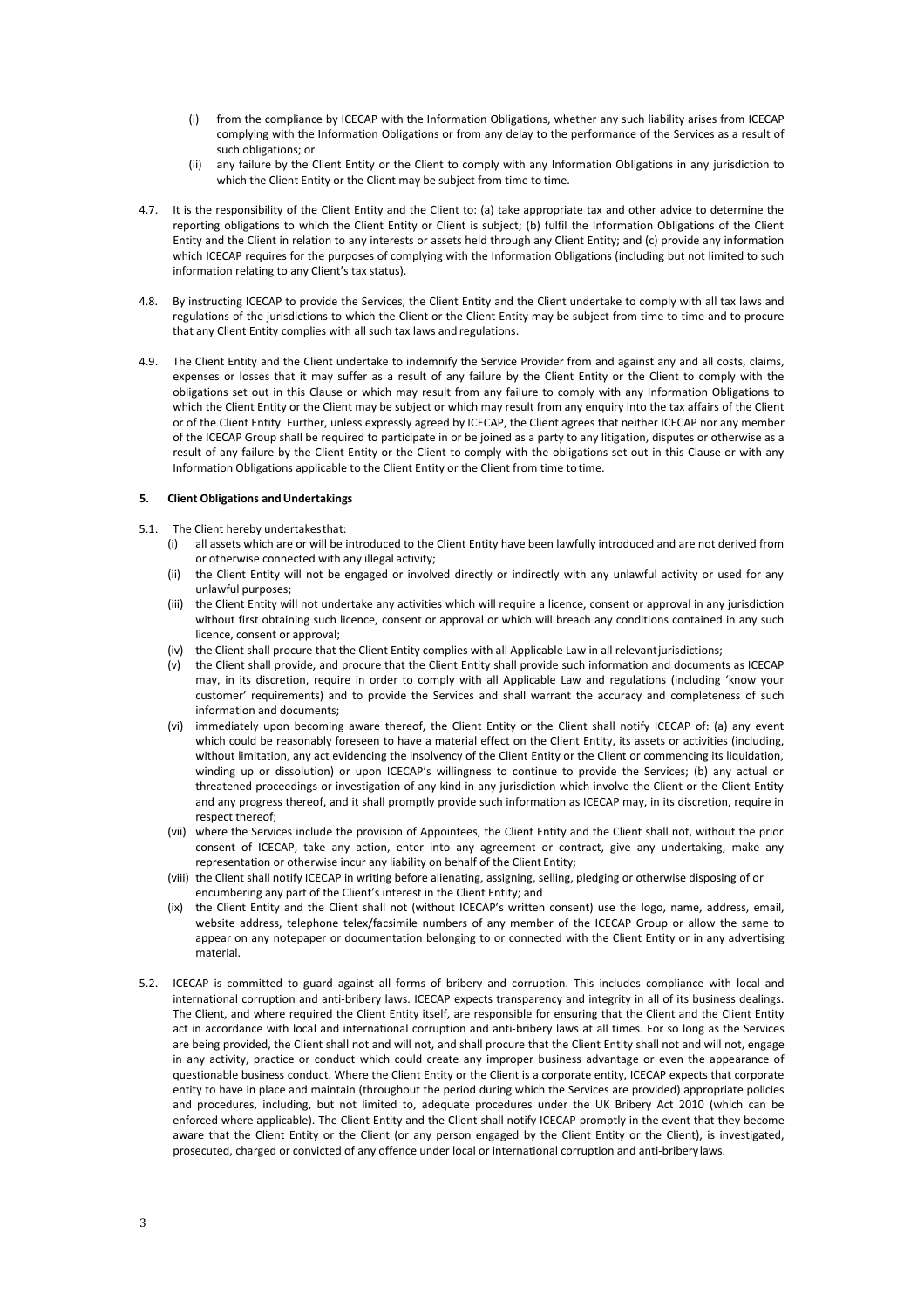(i) from the compliance by ICECAP with the Information Obligations, whether any such liability arises from ICECAP complying with the Information Obligations or from any delay to the performance of the Services as a result of such obligations; or

(ii) any failure by the Client Entity or the Client to comply with any Information Obligations in any jurisdiction to which the Client Entity or the Client may be subject from time to time.

4.7. It is the responsibility of the Client Entity and the Client to: (a) take appropriate tax and other advice to determine the reporting obligations to which the Client Entity or Client is subject; (b) fulfil the Information Obligations of the Client Entity and the Client in relation to any interests or assets held through any Client Entity; and (c) provide any information which ICECAP requires for the purposes of complying with the Information Obligations (including but not limited to such information relating to any Client's tax status).

4.8. By instructing ICECAP to provide the Services, the Client Entity and the Client undertake to comply with all tax laws and regulations of the jurisdictions to which the Client or the Client Entity may be subject from time to time and to procure that any Client Entity complies with all such tax laws and regulations.

4.9. The Client Entity and the Client undertake to indemnify the Service Provider from and against any and all costs, claims, expenses or losses that it may suffer as a result of any failure by the Client Entity or the Client to comply with the obligations set out in this Clause or which may result from any failure to comply with any Information Obligations to which the Client Entity or the Client may be subject or which may result from any enquiry into the tax affairs of the Client or of the Client Entity. Further, unless expressly agreed by ICECAP, the Client agrees that neither ICECAP nor any member of the ICECAP Group shall be required to participate in or be joined as a party to any litigation, disputes or otherwise as a result of any failure by the Client Entity or the Client to comply with the obligations set out in this Clause or with any Information Obligations applicable to the Client Entity or the Client from time to time.

## 5. Client Obligations and Undertakings

5.1. The Client hereby undertakes that:

(i) all assets which are or will be introduced to the Client Entity have been lawfully introduced and are not derived from or otherwise connected with any illegal activity;

(ii) the Client Entity will not be engaged or involved directly or indirectly with any unlawful activity or used for any unlawful purposes;

(iii) the Client Entity will not undertake any activities which will require a licence, consent or approval in any jurisdiction without first obtaining such licence, consent or approval or which will breach any conditions contained in any such licence, consent or approval;

(iv) the Client shall procure that the Client Entity complies with all Applicable Law in all relevant jurisdictions;

(v) the Client shall provide, and procure that the Client Entity shall provide such information and documents as ICECAP may, in its discretion, require in order to comply with all Applicable Law and regulations (including 'know your customer' requirements) and to provide the Services and shall warrant the accuracy and completeness of such information and documents;

(vi) immediately upon becoming aware thereof, the Client Entity or the Client shall notify ICECAP of: (a) any event which could be reasonably foreseen to have a material effect on the Client Entity, its assets or activities (including, without limitation, any act evidencing the insolvency of the Client Entity or the Client or commencing its liquidation, winding up or dissolution) or upon ICECAP's willingness to continue to provide the Services; (b) any actual or threatened proceedings or investigation of any kind in any jurisdiction which involve the Client or the Client Entity and any progress thereof, and it shall promptly provide such information as ICECAP may, in its discretion, require in respect thereof;

(vii) where the Services include the provision of Appointees, the Client Entity and the Client shall not, without the prior consent of ICECAP, take any action, enter into any agreement or contract, give any undertaking, make any representation or otherwise incur any liability on behalf of the Client Entity;

(viii) the Client shall notify ICECAP in writing before alienating, assigning, selling, pledging or otherwise disposing of or encumbering any part of the Client's interest in the Client Entity; and

(ix) the Client Entity and the Client shall not (without ICECAP's written consent) use the logo, name, address, email, website address, telephone telex/facsimile numbers of any member of the ICECAP Group or allow the same to appear on any notepaper or documentation belonging to or connected with the Client Entity or in any advertising material.

5.2. ICECAP is committed to guard against all forms of bribery and corruption. This includes compliance with local and international corruption and anti-bribery laws. ICECAP expects transparency and integrity in all of its business dealings. The Client, and where required the Client Entity itself, are responsible for ensuring that the Client and the Client Entity act in accordance with local and international corruption and anti-bribery laws at all times. For so long as the Services are being provided, the Client shall not and will not, and shall procure that the Client Entity shall not and will not, engage in any activity, practice or conduct which could create any improper business advantage or even the appearance of questionable business conduct. Where the Client Entity or the Client is a corporate entity, ICECAP expects that corporate entity to have in place and maintain (throughout the period during which the Services are provided) appropriate policies and procedures, including, but not limited to, adequate procedures under the UK Bribery Act 2010 (which can be enforced where applicable). The Client Entity and the Client shall notify ICECAP promptly in the event that they become aware that the Client Entity or the Client (or any person engaged by the Client Entity or the Client), is investigated, prosecuted, charged or convicted of any offence under local or international corruption and anti-bribery laws.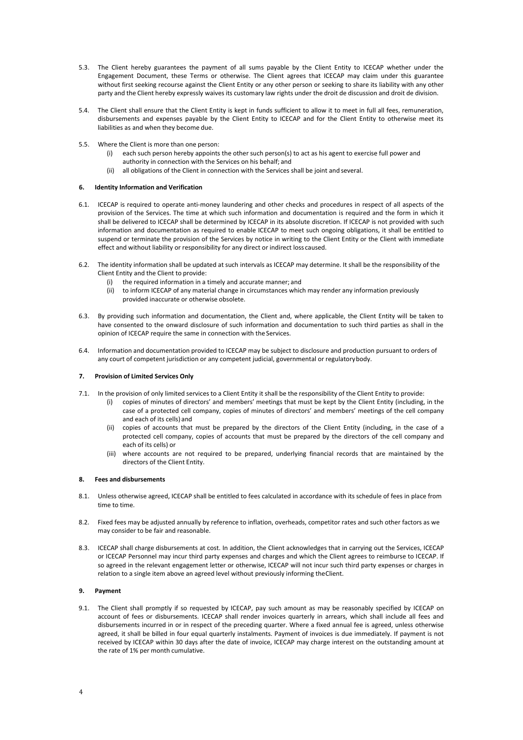5.3. The Client hereby guarantees the payment of all sums payable by the Client Entity to ICECAP whether under the Engagement Document, these Terms or otherwise. The Client agrees that ICECAP may claim under this guarantee without first seeking recourse against the Client Entity or any other person or seeking to share its liability with any other party and the Client hereby expressly waives its customary law rights under the droit de discussion and droit de division.

5.4. The Client shall ensure that the Client Entity is kept in funds sufficient to allow it to meet in full all fees, remuneration, disbursements and expenses payable by the Client Entity to ICECAP and for the Client Entity to otherwise meet its liabilities as and when they become due.

5.5. Where the Client is more than one person:

(i) each such person hereby appoints the other such person(s) to act as his agent to exercise full power and authority in connection with the Services on his behalf; and

(ii) all obligations of the Client in connection with the Services shall be joint and several.

**6. Identity Information and Verification**

6.1. ICECAP is required to operate anti-money laundering and other checks and procedures in respect of all aspects of the provision of the Services. The time at which such information and documentation is required and the form in which it shall be delivered to ICECAP shall be determined by ICECAP in its absolute discretion. If ICECAP is not provided with such information and documentation as required to enable ICECAP to meet such ongoing obligations, it shall be entitled to suspend or terminate the provision of the Services by notice in writing to the Client Entity or the Client with immediate effect and without liability or responsibility for any direct or indirect loss caused.

6.2. The identity information shall be updated at such intervals as ICECAP may determine. It shall be the responsibility of the Client Entity and the Client to provide:

(i) the required information in a timely and accurate manner; and

(ii) to inform ICECAP of any material change in circumstances which may render any information previously provided inaccurate or otherwise obsolete.

6.3. By providing such information and documentation, the Client and, where applicable, the Client Entity will be taken to have consented to the onward disclosure of such information and documentation to such third parties as shall in the opinion of ICECAP require the same in connection with the Services.

6.4. Information and documentation provided to ICECAP may be subject to disclosure and production pursuant to orders of any court of competent jurisdiction or any competent judicial, governmental or regulatory body.

**7. Provision of Limited Services Only**

7.1. In the provision of only limited services to a Client Entity it shall be the responsibility of the Client Entity to provide:

(i) copies of minutes of directors' and members' meetings that must be kept by the Client Entity (including, in the case of a protected cell company, copies of minutes of directors' and members' meetings of the cell company and each of its cells) and

(ii) copies of accounts that must be prepared by the directors of the Client Entity (including, in the case of a protected cell company, copies of accounts that must be prepared by the directors of the cell company and each of its cells) or

(iii) where accounts are not required to be prepared, underlying financial records that are maintained by the directors of the Client Entity.

**8. Fees and disbursements**

8.1. Unless otherwise agreed, ICECAP shall be entitled to fees calculated in accordance with its schedule of fees in place from time to time.

8.2. Fixed fees may be adjusted annually by reference to inflation, overheads, competitor rates and such other factors as we may consider to be fair and reasonable.

8.3. ICECAP shall charge disbursements at cost. In addition, the Client acknowledges that in carrying out the Services, ICECAP or ICECAP Personnel may incur third party expenses and charges and which the Client agrees to reimburse to ICECAP. If so agreed in the relevant engagement letter or otherwise, ICECAP will not incur such third party expenses or charges in relation to a single item above an agreed level without previously informing the Client.

**9. Payment**

9.1. The Client shall promptly if so requested by ICECAP, pay such amount as may be reasonably specified by ICECAP on account of fees or disbursements. ICECAP shall render invoices quarterly in arrears, which shall include all fees and disbursements incurred in or in respect of the preceding quarter. Where a fixed annual fee is agreed, unless otherwise agreed, it shall be billed in four equal quarterly instalments. Payment of invoices is due immediately. If payment is not received by ICECAP within 30 days after the date of invoice, ICECAP may charge interest on the outstanding amount at the rate of 1% per month cumulative.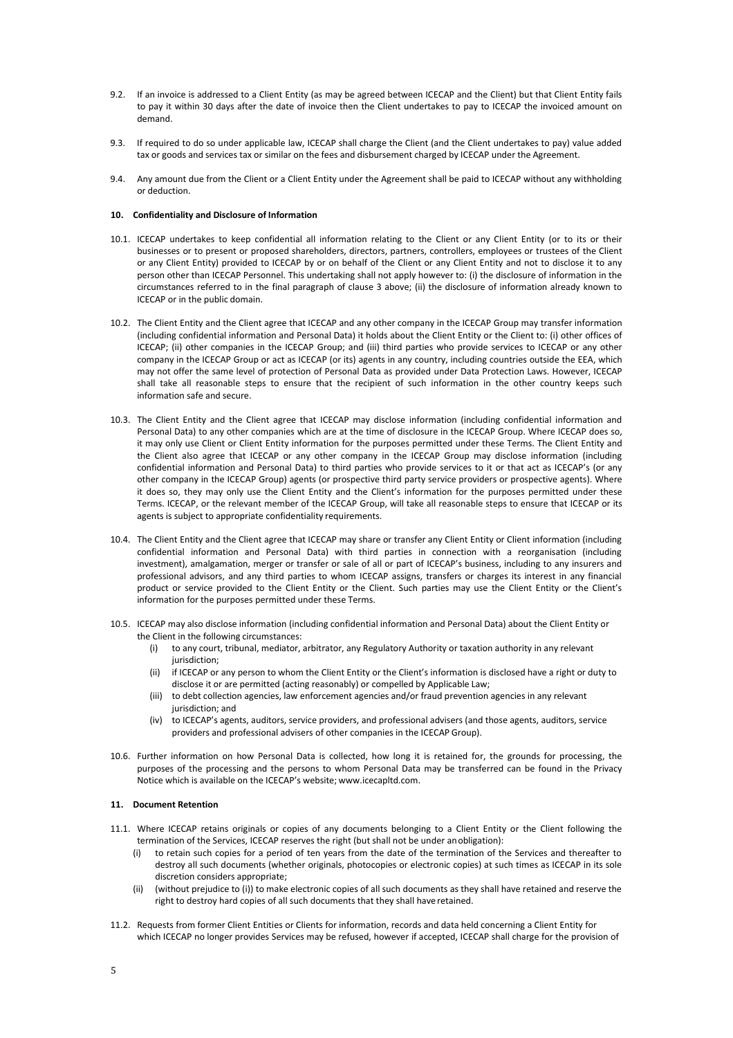9.2. If an invoice is addressed to a Client Entity (as may be agreed between ICECAP and the Client) but that Client Entity fails to pay it within 30 days after the date of invoice then the Client undertakes to pay to ICECAP the invoiced amount on demand.

9.3. If required to do so under applicable law, ICECAP shall charge the Client (and the Client undertakes to pay) value added tax or goods and services tax or similar on the fees and disbursement charged by ICECAP under the Agreement.

9.4. Any amount due from the Client or a Client Entity under the Agreement shall be paid to ICECAP without any withholding or deduction.

**10. Confidentiality and Disclosure of Information**

10.1. ICECAP undertakes to keep confidential all information relating to the Client or any Client Entity (or to its or their businesses or to present or proposed shareholders, directors, partners, controllers, employees or trustees of the Client or any Client Entity) provided to ICECAP by or on behalf of the Client or any Client Entity and not to disclose it to any person other than ICECAP Personnel. This undertaking shall not apply however to: (i) the disclosure of information in the circumstances referred to in the final paragraph of clause 3 above; (ii) the disclosure of information already known to ICECAP or in the public domain.

10.2. The Client Entity and the Client agree that ICECAP and any other company in the ICECAP Group may transfer information (including confidential information and Personal Data) it holds about the Client Entity or the Client to: (i) other offices of ICECAP; (ii) other companies in the ICECAP Group; and (iii) third parties who provide services to ICECAP or any other company in the ICECAP Group or act as ICECAP (or its) agents in any country, including countries outside the EEA, which may not offer the same level of protection of Personal Data as provided under Data Protection Laws. However, ICECAP shall take all reasonable steps to ensure that the recipient of such information in the other country keeps such information safe and secure.

10.3. The Client Entity and the Client agree that ICECAP may disclose information (including confidential information and Personal Data) to any other companies which are at the time of disclosure in the ICECAP Group. Where ICECAP does so, it may only use Client or Client Entity information for the purposes permitted under these Terms. The Client Entity and the Client also agree that ICECAP or any other company in the ICECAP Group may disclose information (including confidential information and Personal Data) to third parties who provide services to it or that act as ICECAP's (or any other company in the ICECAP Group) agents (or prospective third party service providers or prospective agents). Where it does so, they may only use the Client Entity and the Client's information for the purposes permitted under these Terms. ICECAP, or the relevant member of the ICECAP Group, will take all reasonable steps to ensure that ICECAP or its agents is subject to appropriate confidentiality requirements.

10.4. The Client Entity and the Client agree that ICECAP may share or transfer any Client Entity or Client information (including confidential information and Personal Data) with third parties in connection with a reorganisation (including investment), amalgamation, merger or transfer or sale of all or part of ICECAP's business, including to any insurers and professional advisors, and any third parties to whom ICECAP assigns, transfers or charges its interest in any financial product or service provided to the Client Entity or the Client. Such parties may use the Client Entity or the Client's information for the purposes permitted under these Terms.

10.5. ICECAP may also disclose information (including confidential information and Personal Data) about the Client Entity or the Client in the following circumstances:

- (i) to any court, tribunal, mediator, arbitrator, any Regulatory Authority or taxation authority in any relevant jurisdiction;
- (ii) if ICECAP or any person to whom the Client Entity or the Client's information is disclosed have a right or duty to disclose it or are permitted (acting reasonably) or compelled by Applicable Law;
- (iii) to debt collection agencies, law enforcement agencies and/or fraud prevention agencies in any relevant jurisdiction; and
- (iv) to ICECAP's agents, auditors, service providers, and professional advisers (and those agents, auditors, service providers and professional advisers of other companies in the ICECAP Group).

10.6. Further information on how Personal Data is collected, how long it is retained for, the grounds for processing, the purposes of the processing and the persons to whom Personal Data may be transferred can be found in the Privacy Notice which is available on the ICECAP's website; www.icecapltd.com.

**11. Document Retention**

11.1. Where ICECAP retains originals or copies of any documents belonging to a Client Entity or the Client following the termination of the Services, ICECAP reserves the right (but shall not be under an obligation):

- (i) to retain such copies for a period of ten years from the date of the termination of the Services and thereafter to destroy all such documents (whether originals, photocopies or electronic copies) at such times as ICECAP in its sole discretion considers appropriate;
- (ii) (without prejudice to (i)) to make electronic copies of all such documents as they shall have retained and reserve the right to destroy hard copies of all such documents that they shall have retained.

11.2. Requests from former Client Entities or Clients for information, records and data held concerning a Client Entity for which ICECAP no longer provides Services may be refused, however if accepted, ICECAP shall charge for the provision of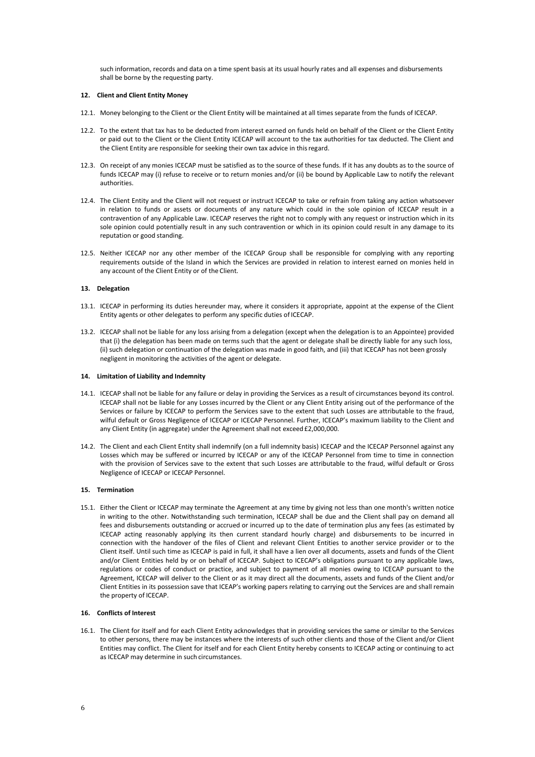such information, records and data on a time spent basis at its usual hourly rates and all expenses and disbursements shall be borne by the requesting party.

**12. Client and Client Entity Money**

12.1. Money belonging to the Client or the Client Entity will be maintained at all times separate from the funds of ICECAP.

12.2. To the extent that tax has to be deducted from interest earned on funds held on behalf of the Client or the Client Entity or paid out to the Client or the Client Entity ICECAP will account to the tax authorities for tax deducted. The Client and the Client Entity are responsible for seeking their own tax advice in this regard.

12.3. On receipt of any monies ICECAP must be satisfied as to the source of these funds. If it has any doubts as to the source of funds ICECAP may (i) refuse to receive or to return monies and/or (ii) be bound by Applicable Law to notify the relevant authorities.

12.4. The Client Entity and the Client will not request or instruct ICECAP to take or refrain from taking any action whatsoever in relation to funds or assets or documents of any nature which could in the sole opinion of ICECAP result in a contravention of any Applicable Law. ICECAP reserves the right not to comply with any request or instruction which in its sole opinion could potentially result in any such contravention or which in its opinion could result in any damage to its reputation or good standing.

12.5. Neither ICECAP nor any other member of the ICECAP Group shall be responsible for complying with any reporting requirements outside of the Island in which the Services are provided in relation to interest earned on monies held in any account of the Client Entity or of the Client.

**13. Delegation**

13.1. ICECAP in performing its duties hereunder may, where it considers it appropriate, appoint at the expense of the Client Entity agents or other delegates to perform any specific duties of ICECAP.

13.2. ICECAP shall not be liable for any loss arising from a delegation (except when the delegation is to an Appointee) provided that (i) the delegation has been made on terms such that the agent or delegate shall be directly liable for any such loss, (ii) such delegation or continuation of the delegation was made in good faith, and (iii) that ICECAP has not been grossly negligent in monitoring the activities of the agent or delegate.

**14. Limitation of Liability and Indemnity**

14.1. ICECAP shall not be liable for any failure or delay in providing the Services as a result of circumstances beyond its control. ICECAP shall not be liable for any Losses incurred by the Client or any Client Entity arising out of the performance of the Services or failure by ICECAP to perform the Services save to the extent that such Losses are attributable to the fraud, wilful default or Gross Negligence of ICECAP or ICECAP Personnel. Further, ICECAP's maximum liability to the Client and any Client Entity (in aggregate) under the Agreement shall not exceed £2,000,000.

14.2. The Client and each Client Entity shall indemnify (on a full indemnity basis) ICECAP and the ICECAP Personnel against any Losses which may be suffered or incurred by ICECAP or any of the ICECAP Personnel from time to time in connection with the provision of Services save to the extent that such Losses are attributable to the fraud, wilful default or Gross Negligence of ICECAP or ICECAP Personnel.

**15. Termination**

15.1. Either the Client or ICECAP may terminate the Agreement at any time by giving not less than one month's written notice in writing to the other. Notwithstanding such termination, ICECAP shall be due and the Client shall pay on demand all fees and disbursements outstanding or accrued or incurred up to the date of termination plus any fees (as estimated by ICECAP acting reasonably applying its then current standard hourly charge) and disbursements to be incurred in connection with the handover of the files of Client and relevant Client Entities to another service provider or to the Client itself. Until such time as ICECAP is paid in full, it shall have a lien over all documents, assets and funds of the Client and/or Client Entities held by or on behalf of ICECAP. Subject to ICECAP's obligations pursuant to any applicable laws, regulations or codes of conduct or practice, and subject to payment of all monies owing to ICECAP pursuant to the Agreement, ICECAP will deliver to the Client or as it may direct all the documents, assets and funds of the Client and/or Client Entities in its possession save that ICEAP's working papers relating to carrying out the Services are and shall remain the property of ICECAP.

**16. Conflicts of Interest**

16.1. The Client for itself and for each Client Entity acknowledges that in providing services the same or similar to the Services to other persons, there may be instances where the interests of such other clients and those of the Client and/or Client Entities may conflict. The Client for itself and for each Client Entity hereby consents to ICECAP acting or continuing to act as ICECAP may determine in such circumstances.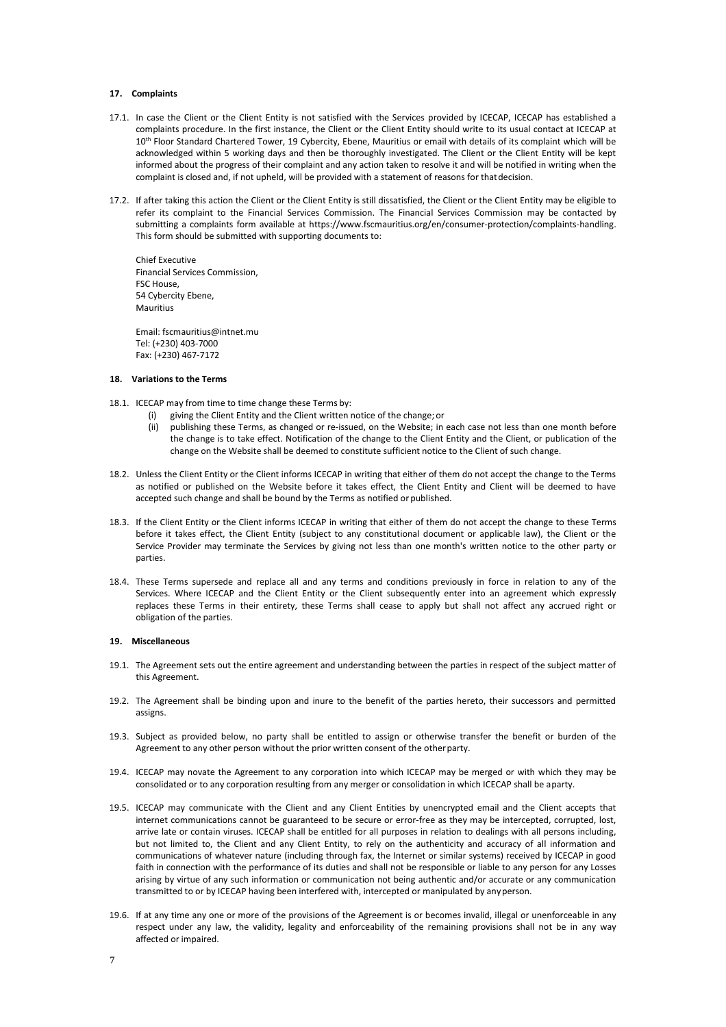## 17. Complaints

17.1. In case the Client or the Client Entity is not satisfied with the Services provided by ICECAP, ICECAP has established a complaints procedure. In the first instance, the Client or the Client Entity should write to its usual contact at ICECAP at 10th Floor Standard Chartered Tower, 19 Cybercity, Ebene, Mauritius or email with details of its complaint which will be acknowledged within 5 working days and then be thoroughly investigated. The Client or the Client Entity will be kept informed about the progress of their complaint and any action taken to resolve it and will be notified in writing when the complaint is closed and, if not upheld, will be provided with a statement of reasons for that decision.

17.2. If after taking this action the Client or the Client Entity is still dissatisfied, the Client or the Client Entity may be eligible to refer its complaint to the Financial Services Commission. The Financial Services Commission may be contacted by submitting a complaints form available at https://www.fscmauritius.org/en/consumer-protection/complaints-handling. This form should be submitted with supporting documents to:

Chief Executive
Financial Services Commission,
FSC House,
54 Cybercity Ebene,
Mauritius

Email: fscmauritius@intnet.mu
Tel: (+230) 403-7000
Fax: (+230) 467-7172

## 18. Variations to the Terms

18.1. ICECAP may from time to time change these Terms by:

(i) giving the Client Entity and the Client written notice of the change; or

(ii) publishing these Terms, as changed or re-issued, on the Website; in each case not less than one month before the change is to take effect. Notification of the change to the Client Entity and the Client, or publication of the change on the Website shall be deemed to constitute sufficient notice to the Client of such change.

18.2. Unless the Client Entity or the Client informs ICECAP in writing that either of them do not accept the change to the Terms as notified or published on the Website before it takes effect, the Client Entity and Client will be deemed to have accepted such change and shall be bound by the Terms as notified or published.

18.3. If the Client Entity or the Client informs ICECAP in writing that either of them do not accept the change to these Terms before it takes effect, the Client Entity (subject to any constitutional document or applicable law), the Client or the Service Provider may terminate the Services by giving not less than one month's written notice to the other party or parties.

18.4. These Terms supersede and replace all and any terms and conditions previously in force in relation to any of the Services. Where ICECAP and the Client Entity or the Client subsequently enter into an agreement which expressly replaces these Terms in their entirety, these Terms shall cease to apply but shall not affect any accrued right or obligation of the parties.

## 19. Miscellaneous

19.1. The Agreement sets out the entire agreement and understanding between the parties in respect of the subject matter of this Agreement.

19.2. The Agreement shall be binding upon and inure to the benefit of the parties hereto, their successors and permitted assigns.

19.3. Subject as provided below, no party shall be entitled to assign or otherwise transfer the benefit or burden of the Agreement to any other person without the prior written consent of the other party.

19.4. ICECAP may novate the Agreement to any corporation into which ICECAP may be merged or with which they may be consolidated or to any corporation resulting from any merger or consolidation in which ICECAP shall be a party.

19.5. ICECAP may communicate with the Client and any Client Entities by unencrypted email and the Client accepts that internet communications cannot be guaranteed to be secure or error-free as they may be intercepted, corrupted, lost, arrive late or contain viruses. ICECAP shall be entitled for all purposes in relation to dealings with all persons including, but not limited to, the Client and any Client Entity, to rely on the authenticity and accuracy of all information and communications of whatever nature (including through fax, the Internet or similar systems) received by ICECAP in good faith in connection with the performance of its duties and shall not be responsible or liable to any person for any Losses arising by virtue of any such information or communication not being authentic and/or accurate or any communication transmitted to or by ICECAP having been interfered with, intercepted or manipulated by any person.

19.6. If at any time any one or more of the provisions of the Agreement is or becomes invalid, illegal or unenforceable in any respect under any law, the validity, legality and enforceability of the remaining provisions shall not be in any way affected or impaired.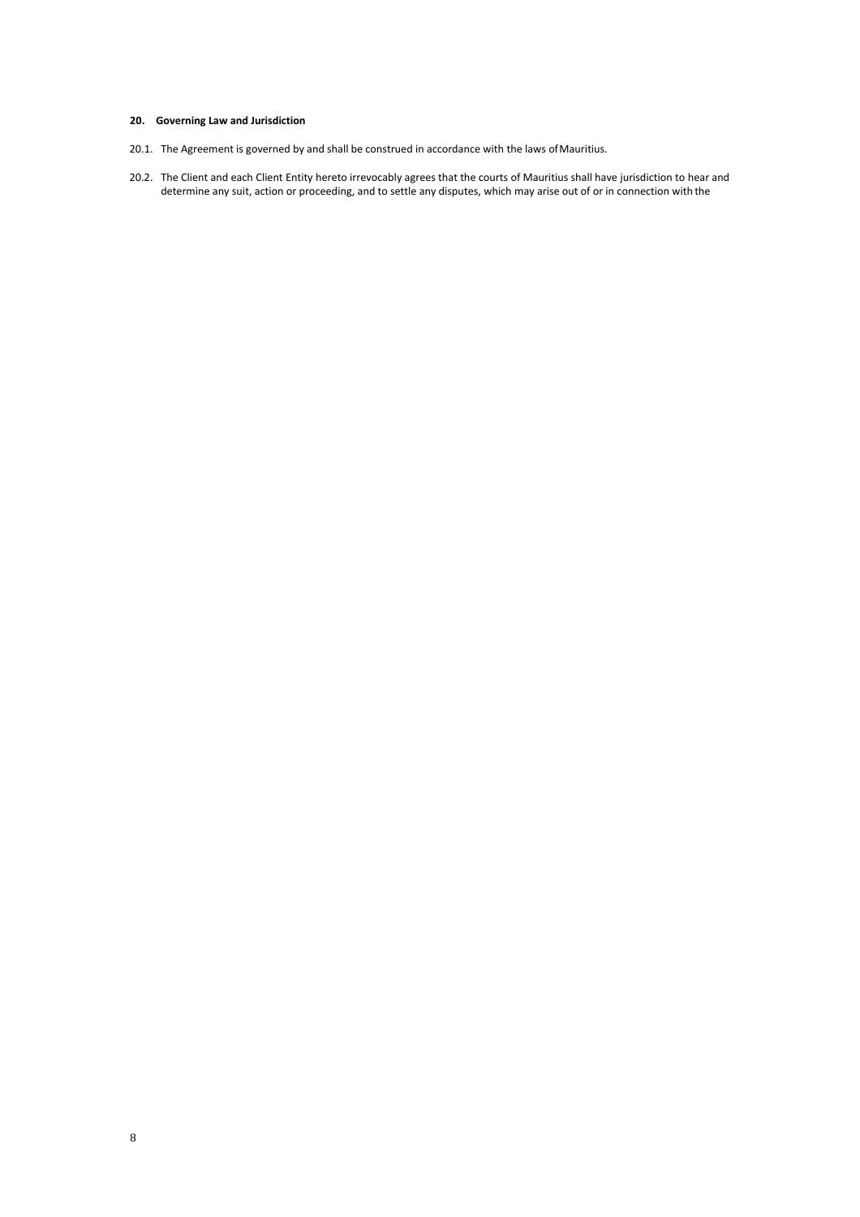**20. Governing Law and Jurisdiction**

20.1. The Agreement is governed by and shall be construed in accordance with the laws of Mauritius.

20.2. The Client and each Client Entity hereto irrevocably agrees that the courts of Mauritius shall have jurisdiction to hear and determine any suit, action or proceeding, and to settle any disputes, which may arise out of or in connection with the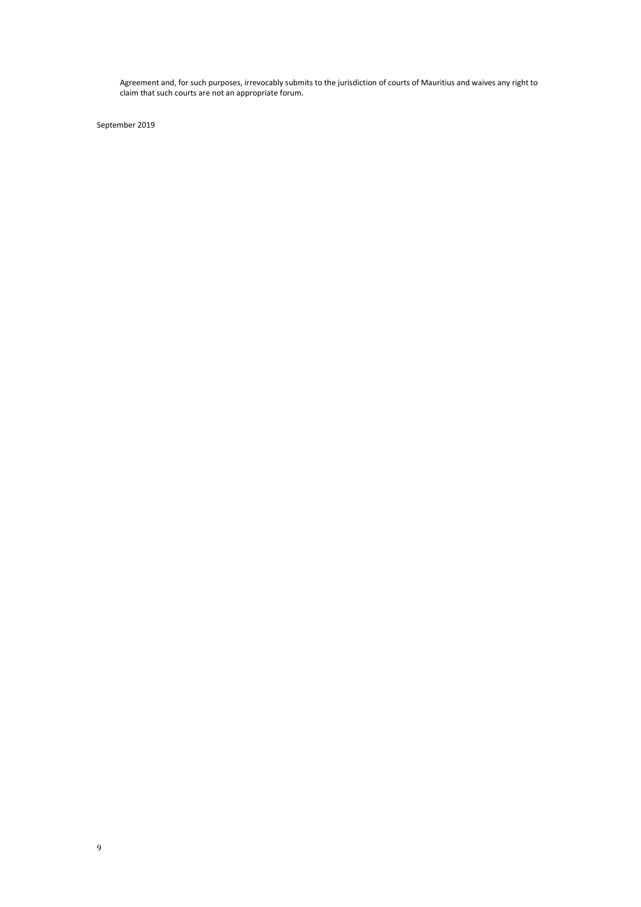Agreement and, for such purposes, irrevocably submits to the jurisdiction of courts of Mauritius and waives any right to claim that such courts are not an appropriate forum.

September 2019